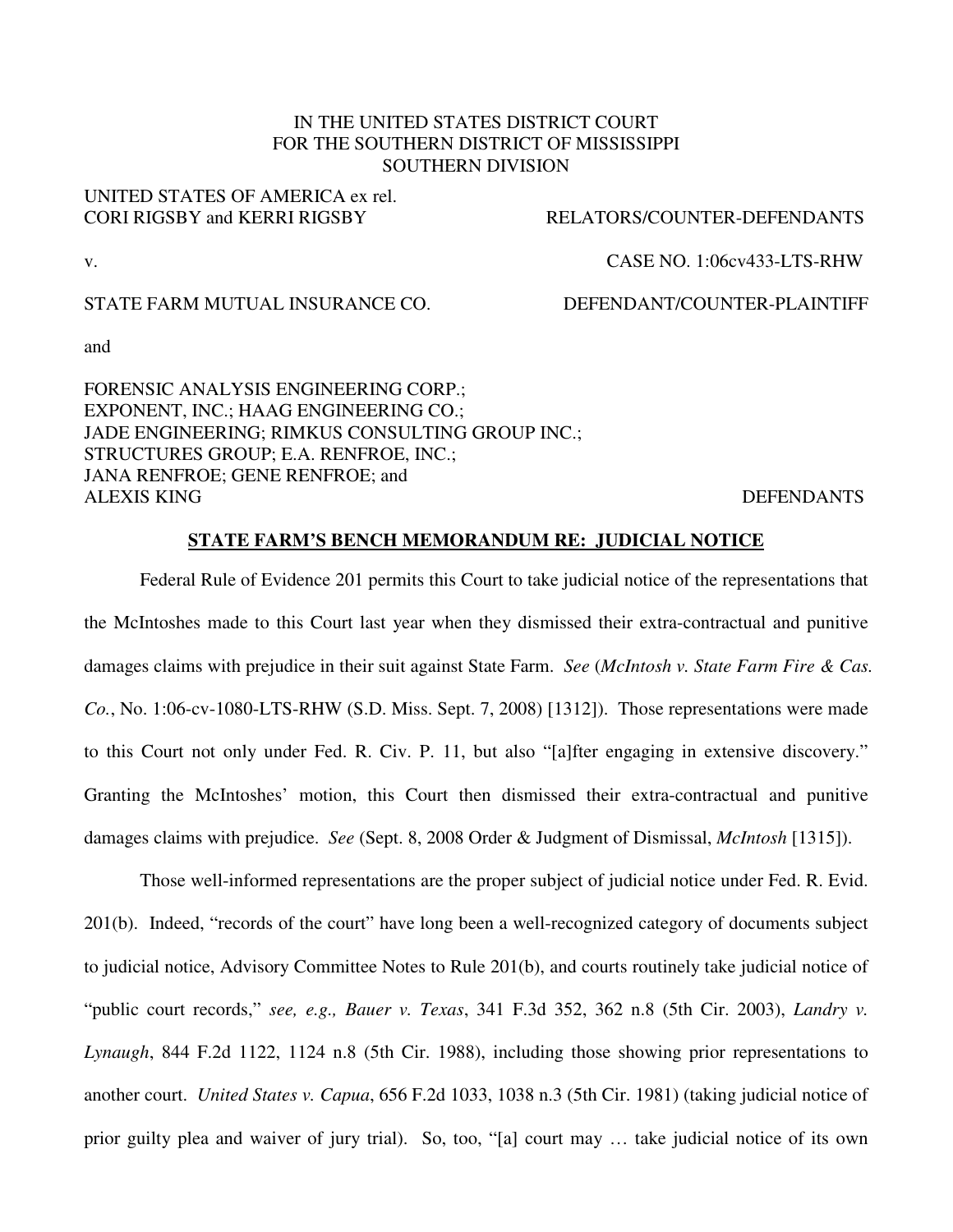IN THE UNITED STATES DISTRICT COURT
FOR THE SOUTHERN DISTRICT OF MISSISSIPPI
SOUTHERN DIVISION

UNITED STATES OF AMERICA ex rel.
CORI RIGSBY and KERRI RIGSBY RELATORS/COUNTER-DEFENDANTS

v. CASE NO. 1:06cv433-LTS-RHW

STATE FARM MUTUAL INSURANCE CO. DEFENDANT/COUNTER-PLAINTIFF

and

FORENSIC ANALYSIS ENGINEERING CORP.;
EXPONENT, INC.; HAAG ENGINEERING CO.;
JADE ENGINEERING; RIMKUS CONSULTING GROUP INC.;
STRUCTURES GROUP; E.A. RENFROE, INC.;
JANA RENFROE; GENE RENFROE; and
ALEXIS KING DEFENDANTS

**STATE FARM'S BENCH MEMORANDUM RE: JUDICIAL NOTICE**

Federal Rule of Evidence 201 permits this Court to take judicial notice of the representations that the McIntoshes made to this Court last year when they dismissed their extra-contractual and punitive damages claims with prejudice in their suit against State Farm. *See* (*McIntosh v. State Farm Fire & Cas. Co.*, No. 1:06-cv-1080-LTS-RHW (S.D. Miss. Sept. 7, 2008) [1312]). Those representations were made to this Court not only under Fed. R. Civ. P. 11, but also "[a]fter engaging in extensive discovery." Granting the McIntoshes' motion, this Court then dismissed their extra-contractual and punitive damages claims with prejudice. *See* (Sept. 8, 2008 Order & Judgment of Dismissal, *McIntosh* [1315]).

Those well-informed representations are the proper subject of judicial notice under Fed. R. Evid. 201(b). Indeed, "records of the court" have long been a well-recognized category of documents subject to judicial notice, Advisory Committee Notes to Rule 201(b), and courts routinely take judicial notice of "public court records," *see, e.g., Bauer v. Texas*, 341 F.3d 352, 362 n.8 (5th Cir. 2003), *Landry v. Lynaugh*, 844 F.2d 1122, 1124 n.8 (5th Cir. 1988), including those showing prior representations to another court. *United States v. Capua*, 656 F.2d 1033, 1038 n.3 (5th Cir. 1981) (taking judicial notice of prior guilty plea and waiver of jury trial). So, too, "[a] court may … take judicial notice of its own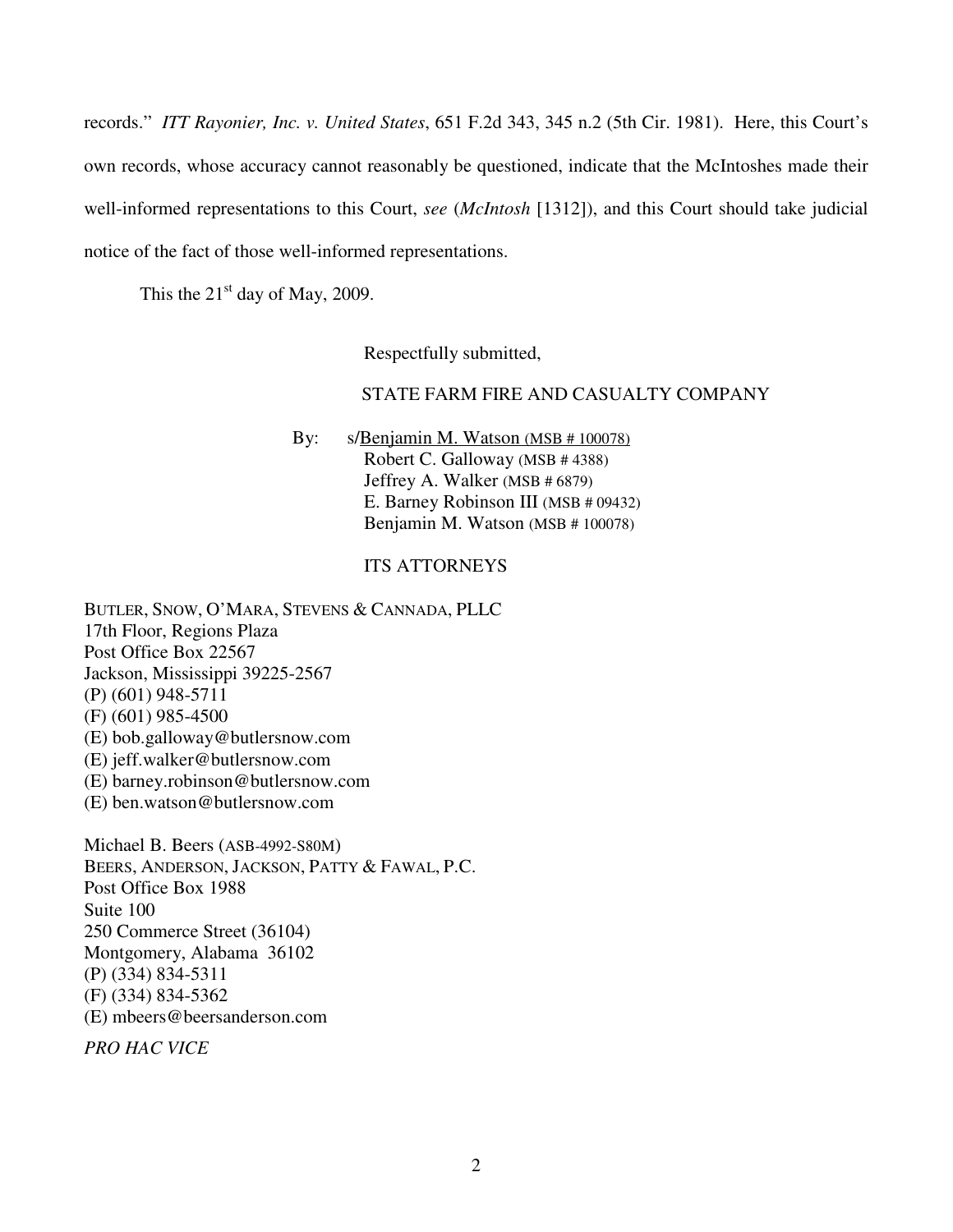records." *ITT Rayonier, Inc. v. United States*, 651 F.2d 343, 345 n.2 (5th Cir. 1981). Here, this Court's own records, whose accuracy cannot reasonably be questioned, indicate that the McIntoshes made their well-informed representations to this Court, *see* (*McIntosh* [1312]), and this Court should take judicial notice of the fact of those well-informed representations.

This the 21st day of May, 2009.

Respectfully submitted,

STATE FARM FIRE AND CASUALTY COMPANY

By: s/Benjamin M. Watson (MSB # 100078)
Robert C. Galloway (MSB # 4388)
Jeffrey A. Walker (MSB # 6879)
E. Barney Robinson III (MSB # 09432)
Benjamin M. Watson (MSB # 100078)

ITS ATTORNEYS

BUTLER, SNOW, O'MARA, STEVENS & CANNADA, PLLC
17th Floor, Regions Plaza
Post Office Box 22567
Jackson, Mississippi 39225-2567
(P) (601) 948-5711
(F) (601) 985-4500
(E) bob.galloway@butlersnow.com
(E) jeff.walker@butlersnow.com
(E) barney.robinson@butlersnow.com
(E) ben.watson@butlersnow.com

Michael B. Beers (ASB-4992-S80M)
BEERS, ANDERSON, JACKSON, PATTY & FAWAL, P.C.
Post Office Box 1988
Suite 100
250 Commerce Street (36104)
Montgomery, Alabama 36102
(P) (334) 834-5311
(F) (334) 834-5362
(E) mbeers@beersanderson.com

*PRO HAC VICE*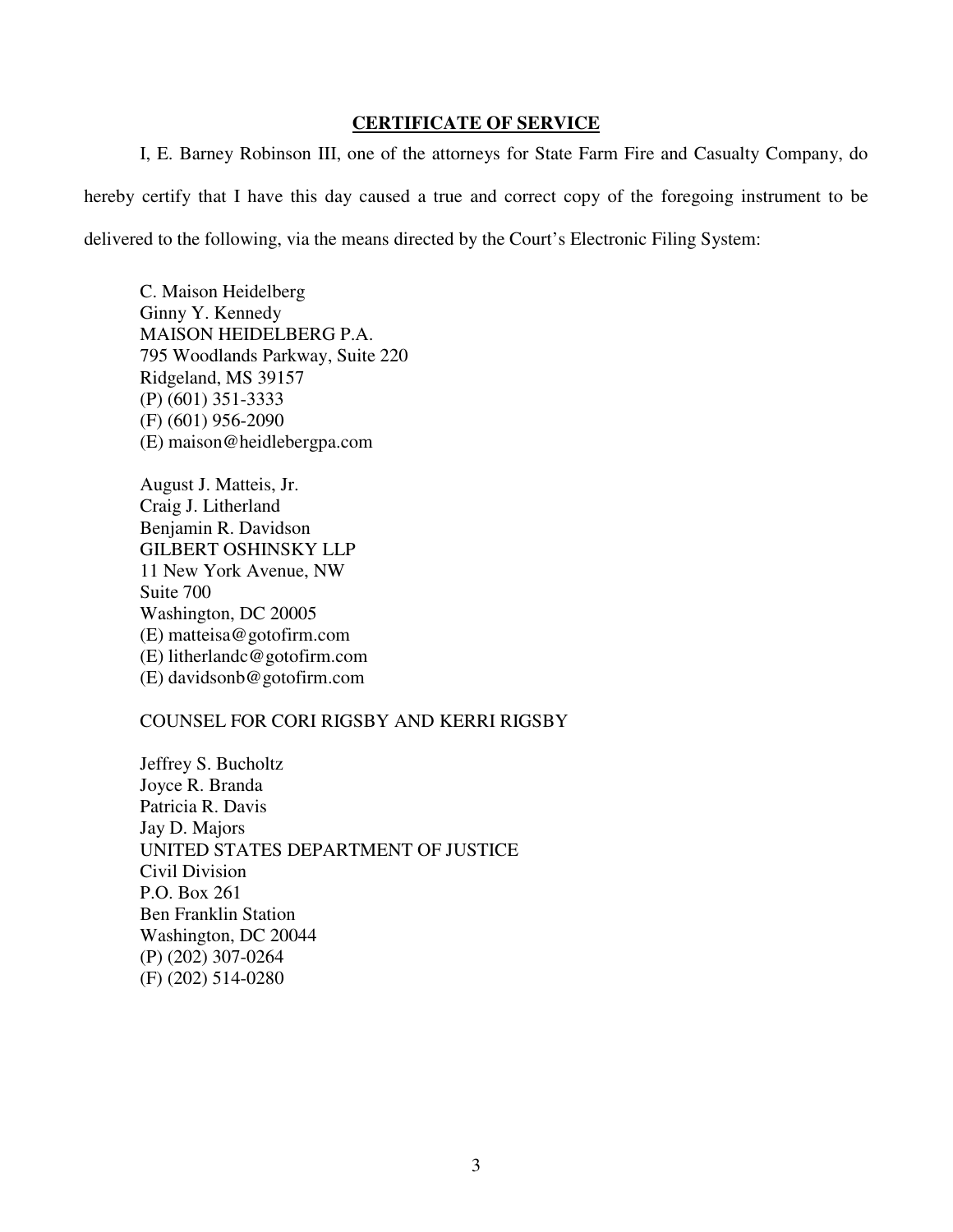## CERTIFICATE OF SERVICE

I, E. Barney Robinson III, one of the attorneys for State Farm Fire and Casualty Company, do hereby certify that I have this day caused a true and correct copy of the foregoing instrument to be delivered to the following, via the means directed by the Court's Electronic Filing System:

C. Maison Heidelberg  
Ginny Y. Kennedy  
MAISON HEIDELBERG P.A.  
795 Woodlands Parkway, Suite 220  
Ridgeland, MS 39157  
(P) (601) 351-3333  
(F) (601) 956-2090  
(E) maison@heidlebergpa.com

August J. Matteis, Jr.  
Craig J. Litherland  
Benjamin R. Davidson  
GILBERT OSHINSKY LLP  
11 New York Avenue, NW  
Suite 700  
Washington, DC 20005  
(E) matteisa@gotofirm.com  
(E) litherlandc@gotofirm.com  
(E) davidsonb@gotofirm.com

COUNSEL FOR CORI RIGSBY AND KERRI RIGSBY

Jeffrey S. Bucholtz  
Joyce R. Branda  
Patricia R. Davis  
Jay D. Majors  
UNITED STATES DEPARTMENT OF JUSTICE  
Civil Division  
P.O. Box 261  
Ben Franklin Station  
Washington, DC 20044  
(P) (202) 307-0264  
(F) (202) 514-0280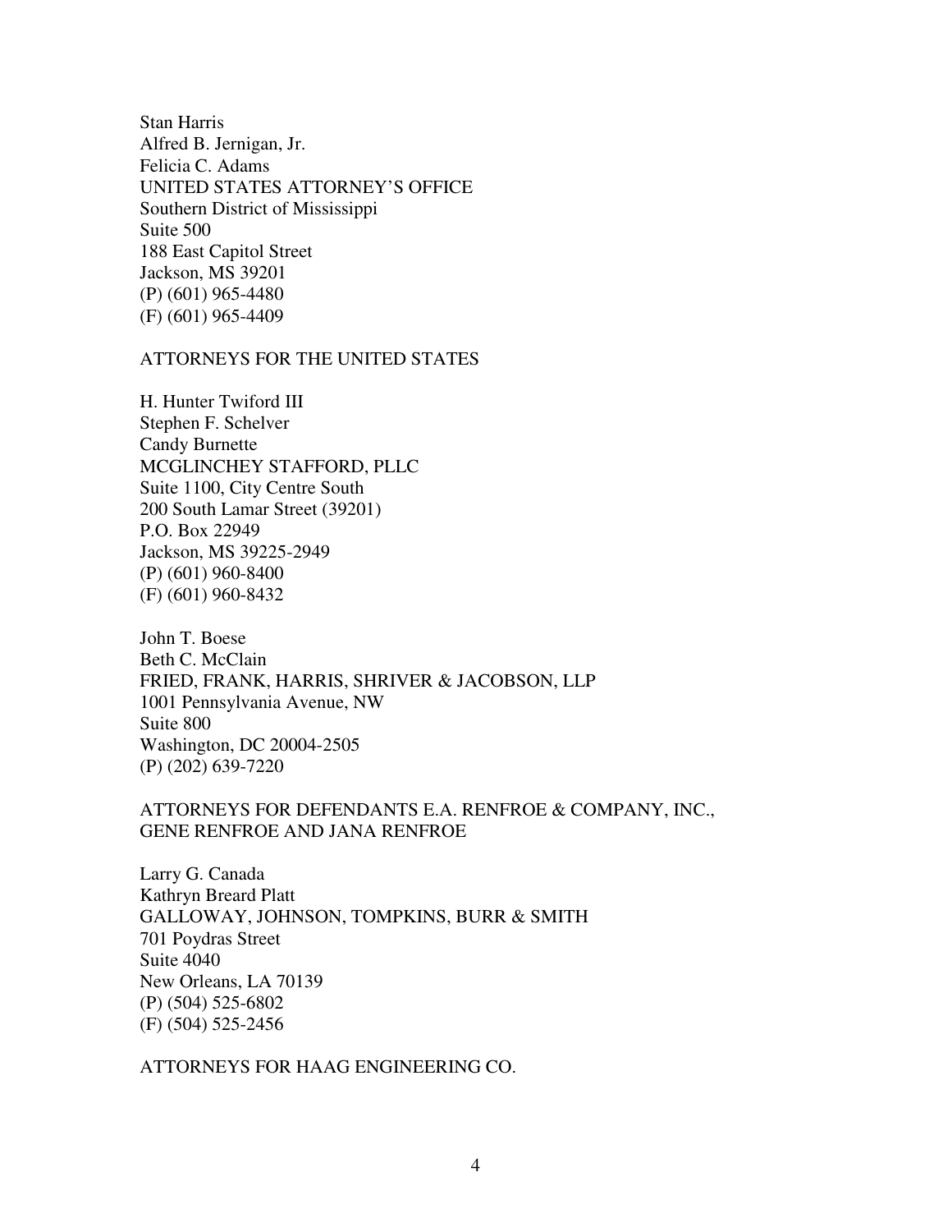Stan Harris  
Alfred B. Jernigan, Jr.  
Felicia C. Adams  
UNITED STATES ATTORNEY'S OFFICE  
Southern District of Mississippi  
Suite 500  
188 East Capitol Street  
Jackson, MS 39201  
(P) (601) 965-4480  
(F) (601) 965-4409

ATTORNEYS FOR THE UNITED STATES

H. Hunter Twiford III  
Stephen F. Schelver  
Candy Burnette  
MCGLINCHEY STAFFORD, PLLC  
Suite 1100, City Centre South  
200 South Lamar Street (39201)  
P.O. Box 22949  
Jackson, MS 39225-2949  
(P) (601) 960-8400  
(F) (601) 960-8432

John T. Boese  
Beth C. McClain  
FRIED, FRANK, HARRIS, SHRIVER & JACOBSON, LLP  
1001 Pennsylvania Avenue, NW  
Suite 800  
Washington, DC 20004-2505  
(P) (202) 639-7220

ATTORNEYS FOR DEFENDANTS E.A. RENFROE & COMPANY, INC., GENE RENFROE AND JANA RENFROE

Larry G. Canada  
Kathryn Breard Platt  
GALLOWAY, JOHNSON, TOMPKINS, BURR & SMITH  
701 Poydras Street  
Suite 4040  
New Orleans, LA 70139  
(P) (504) 525-6802  
(F) (504) 525-2456

ATTORNEYS FOR HAAG ENGINEERING CO.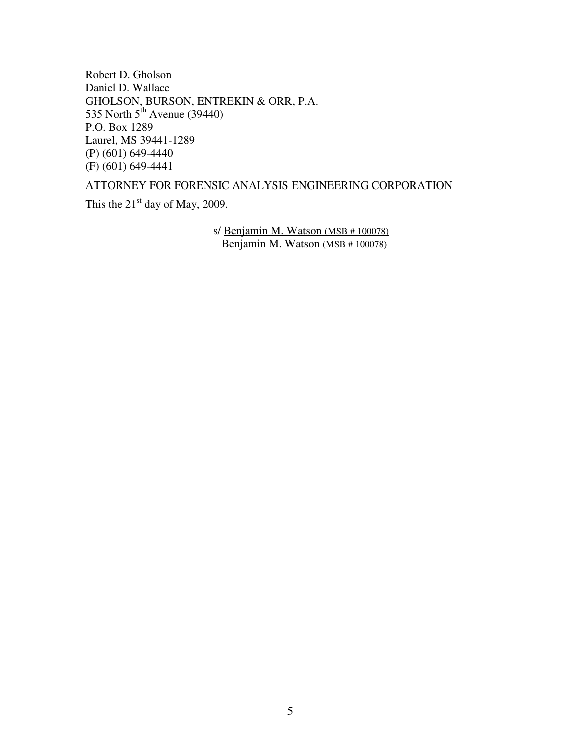Robert D. Gholson
Daniel D. Wallace
GHOLSON, BURSON, ENTREKIN & ORR, P.A.
535 North 5th Avenue (39440)
P.O. Box 1289
Laurel, MS 39441-1289
(P) (601) 649-4440
(F) (601) 649-4441

ATTORNEY FOR FORENSIC ANALYSIS ENGINEERING CORPORATION

This the 21st day of May, 2009.

s/ Benjamin M. Watson (MSB # 100078)
Benjamin M. Watson (MSB # 100078)